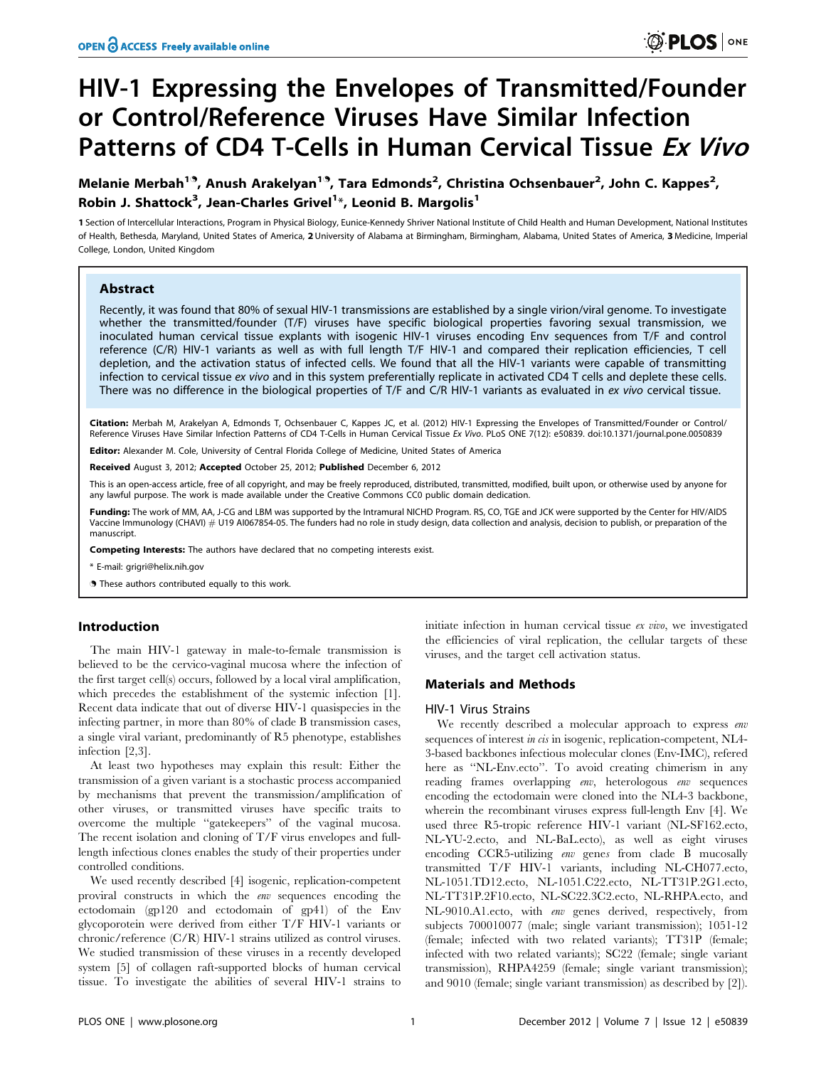# HIV-1 Expressing the Envelopes of Transmitted/Founder or Control/Reference Viruses Have Similar Infection Patterns of CD4 T-Cells in Human Cervical Tissue *Ex Vivo*

**Melanie Merbah[1,9], Anush Arakelyan[1,9], Tara Edmonds[2], Christina Ochsenbauer[2], John C. Kappes[2], Robin J. Shattock[3], Jean-Charles Grivel[1]*, Leonid B. Margolis[1]**

1 Section of Intercellular Interactions, Program in Physical Biology, Eunice-Kennedy Shriver National Institute of Child Health and Human Development, National Institutes of Health, Bethesda, Maryland, United States of America, 2 University of Alabama at Birmingham, Birmingham, Alabama, United States of America, 3 Medicine, Imperial College, London, United Kingdom

## Abstract

Recently, it was found that 80% of sexual HIV-1 transmissions are established by a single virion/viral genome. To investigate whether the transmitted/founder (T/F) viruses have specific biological properties favoring sexual transmission, we inoculated human cervical tissue explants with isogenic HIV-1 viruses encoding Env sequences from T/F and control reference (C/R) HIV-1 variants as well as with full length T/F HIV-1 and compared their replication efficiencies, T cell depletion, and the activation status of infected cells. We found that all the HIV-1 variants were capable of transmitting infection to cervical tissue *ex vivo* and in this system preferentially replicate in activated CD4 T cells and deplete these cells. There was no difference in the biological properties of T/F and C/R HIV-1 variants as evaluated in *ex vivo* cervical tissue.

**Citation:** Merbah M, Arakelyan A, Edmonds T, Ochsenbauer C, Kappes JC, et al. (2012) HIV-1 Expressing the Envelopes of Transmitted/Founder or Control/Reference Viruses Have Similar Infection Patterns of CD4 T-Cells in Human Cervical Tissue *Ex Vivo*. PLoS ONE 7(12): e50839. doi:10.1371/journal.pone.0050839

**Editor:** Alexander M. Cole, University of Central Florida College of Medicine, United States of America

**Received** August 3, 2012; **Accepted** October 25, 2012; **Published** December 6, 2012

This is an open-access article, free of all copyright, and may be freely reproduced, distributed, transmitted, modified, built upon, or otherwise used by anyone for any lawful purpose. The work is made available under the Creative Commons CC0 public domain dedication.

**Funding:** The work of MM, AA, J-CG and LBM was supported by the Intramural NICHD Program. RS, CO, TGE and JCK were supported by the Center for HIV/AIDS Vaccine Immunology (CHAVI) # U19 AI067854-05. The funders had no role in study design, data collection and analysis, decision to publish, or preparation of the manuscript.

**Competing Interests:** The authors have declared that no competing interests exist.

\* E-mail: grigri@helix.nih.gov

9 These authors contributed equally to this work.

## Introduction

The main HIV-1 gateway in male-to-female transmission is believed to be the cervico-vaginal mucosa where the infection of the first target cell(s) occurs, followed by a local viral amplification, which precedes the establishment of the systemic infection [1]. Recent data indicate that out of diverse HIV-1 quasispecies in the infecting partner, in more than 80% of clade B transmission cases, a single viral variant, predominantly of R5 phenotype, establishes infection [2,3].

At least two hypotheses may explain this result: Either the transmission of a given variant is a stochastic process accompanied by mechanisms that prevent the transmission/amplification of other viruses, or transmitted viruses have specific traits to overcome the multiple "gatekeepers" of the vaginal mucosa. The recent isolation and cloning of T/F virus envelopes and full-length infectious clones enables the study of their properties under controlled conditions.

We used recently described [4] isogenic, replication-competent proviral constructs in which the *env* sequences encoding the ectodomain (gp120 and ectodomain of gp41) of the Env glycoporotein were derived from either T/F HIV-1 variants or chronic/reference (C/R) HIV-1 strains utilized as control viruses. We studied transmission of these viruses in a recently developed system [5] of collagen raft-supported blocks of human cervical tissue. To investigate the abilities of several HIV-1 strains to initiate infection in human cervical tissue *ex vivo*, we investigated the efficiencies of viral replication, the cellular targets of these viruses, and the target cell activation status.

## Materials and Methods

### HIV-1 Virus Strains

We recently described a molecular approach to express *env* sequences of interest *in cis* in isogenic, replication-competent, NL4-3-based backbones infectious molecular clones (Env-IMC), refered here as "NL-Env.ecto". To avoid creating chimerism in any reading frames overlapping *env*, heterologous *env* sequences encoding the ectodomain were cloned into the NL4-3 backbone, wherein the recombinant viruses express full-length Env [4]. We used three R5-tropic reference HIV-1 variant (NL-SF162.ecto, NL-YU-2.ecto, and NL-BaL.ecto), as well as eight viruses encoding CCR5-utilizing *env* genes from clade B mucosally transmitted T/F HIV-1 variants, including NL-CH077.ecto, NL-1051.TD12.ecto, NL-1051.C22.ecto, NL-TT31P.2G1.ecto, NL-TT31P.2F10.ecto, NL-SC22.3C2.ecto, NL-RHPA.ecto, and NL-9010.A1.ecto, with *env* genes derived, respectively, from subjects 700010077 (male; single variant transmission); 1051-12 (female; infected with two related variants); TT31P (female; infected with two related variants); SC22 (female; single variant transmission), RHPA4259 (female; single variant transmission); and 9010 (female; single variant transmission) as described by [2]).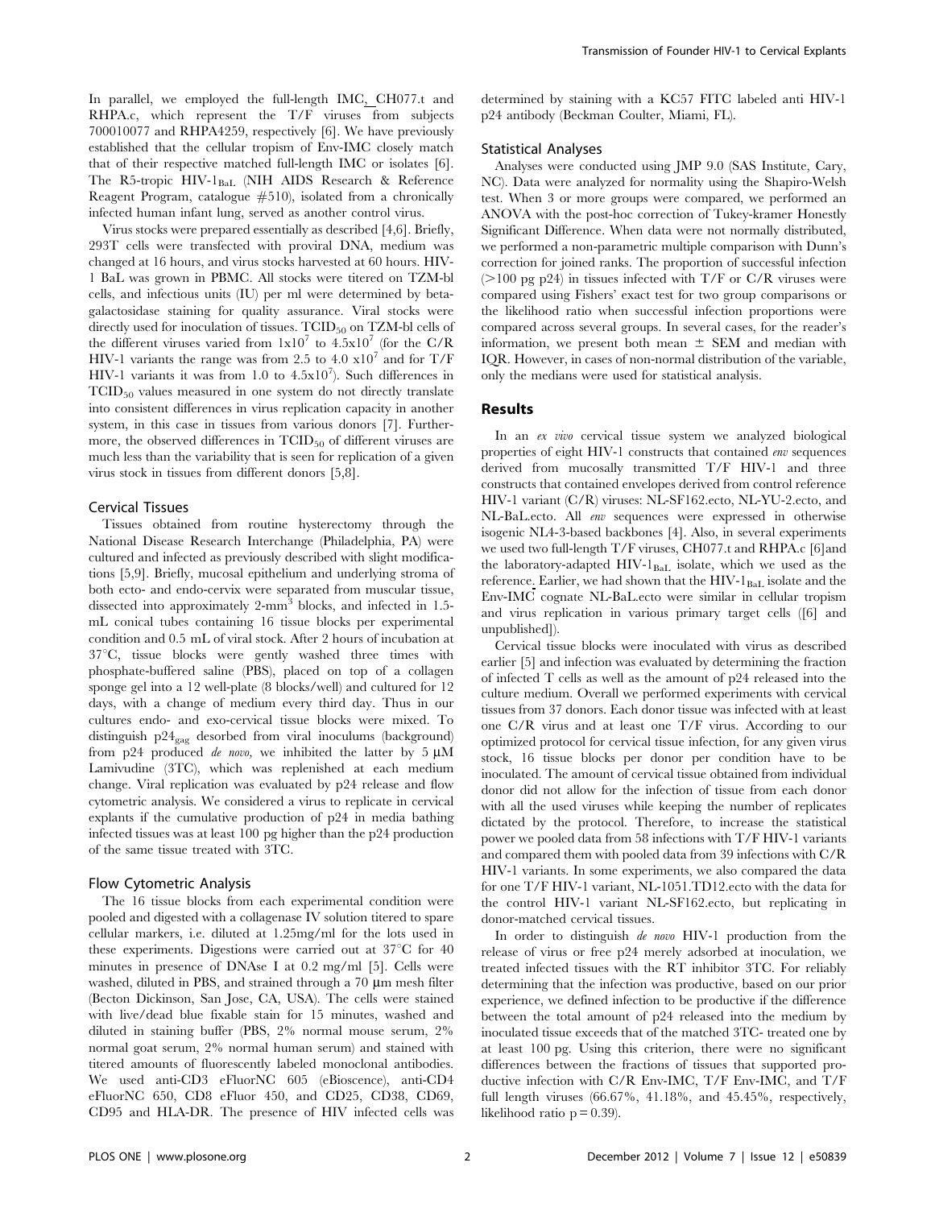In parallel, we employed the full-length IMC, CH077.t and RHPA.c, which represent the T/F viruses from subjects 700010077 and RHPA4259, respectively [6]. We have previously established that the cellular tropism of Env-IMC closely match that of their respective matched full-length IMC or isolates [6]. The R5-tropic HIV-$1_{BaL}$ (NIH AIDS Research & Reference Reagent Program, catalogue #510), isolated from a chronically infected human infant lung, served as another control virus.

Virus stocks were prepared essentially as described [4,6]. Briefly, 293T cells were transfected with proviral DNA, medium was changed at 16 hours, and virus stocks harvested at 60 hours. HIV-1 BaL was grown in PBMC. All stocks were titered on TZM-bl cells, and infectious units (IU) per ml were determined by beta-galactosidase staining for quality assurance. Viral stocks were directly used for inoculation of tissues. $TCID_{50}$ on TZM-bl cells of the different viruses varied from $1x10^7$ to $4.5x10^7$ (for the C/R HIV-1 variants the range was from 2.5 to 4.0 $x10^7$ and for T/F HIV-1 variants it was from 1.0 to $4.5x10^7$). Such differences in $TCID_{50}$ values measured in one system do not directly translate into consistent differences in virus replication capacity in another system, in this case in tissues from various donors [7]. Furthermore, the observed differences in $TCID_{50}$ of different viruses are much less than the variability that is seen for replication of a given virus stock in tissues from different donors [5,8].

### Cervical Tissues

Tissues obtained from routine hysterectomy through the National Disease Research Interchange (Philadelphia, PA) were cultured and infected as previously described with slight modifications [5,9]. Briefly, mucosal epithelium and underlying stroma of both ecto- and endo-cervix were separated from muscular tissue, dissected into approximately 2-$mm^3$ blocks, and infected in 1.5-mL conical tubes containing 16 tissue blocks per experimental condition and 0.5 mL of viral stock. After 2 hours of incubation at 37°C, tissue blocks were gently washed three times with phosphate-buffered saline (PBS), placed on top of a collagen sponge gel into a 12 well-plate (8 blocks/well) and cultured for 12 days, with a change of medium every third day. Thus in our cultures endo- and exo-cervical tissue blocks were mixed. To distinguish $p24_{gag}$ desorbed from viral inoculums (background) from p24 produced *de novo,* we inhibited the latter by 5 μM Lamivudine (3TC), which was replenished at each medium change. Viral replication was evaluated by p24 release and flow cytometric analysis. We considered a virus to replicate in cervical explants if the cumulative production of p24 in media bathing infected tissues was at least 100 pg higher than the p24 production of the same tissue treated with 3TC.

### Flow Cytometric Analysis

The 16 tissue blocks from each experimental condition were pooled and digested with a collagenase IV solution titered to spare cellular markers, i.e. diluted at 1.25mg/ml for the lots used in these experiments. Digestions were carried out at 37°C for 40 minutes in presence of DNAse I at 0.2 mg/ml [5]. Cells were washed, diluted in PBS, and strained through a 70 μm mesh filter (Becton Dickinson, San Jose, CA, USA). The cells were stained with live/dead blue fixable stain for 15 minutes, washed and diluted in staining buffer (PBS, 2% normal mouse serum, 2% normal goat serum, 2% normal human serum) and stained with titered amounts of fluorescently labeled monoclonal antibodies. We used anti-CD3 eFluorNC 605 (eBioscence), anti-CD4 eFluorNC 650, CD8 eFluor 450, and CD25, CD38, CD69, CD95 and HLA-DR. The presence of HIV infected cells was determined by staining with a KC57 FITC labeled anti HIV-1 p24 antibody (Beckman Coulter, Miami, FL).

### Statistical Analyses

Analyses were conducted using JMP 9.0 (SAS Institute, Cary, NC). Data were analyzed for normality using the Shapiro-Welsh test. When 3 or more groups were compared, we performed an ANOVA with the post-hoc correction of Tukey-kramer Honestly Significant Difference. When data were not normally distributed, we performed a non-parametric multiple comparison with Dunn's correction for joined ranks. The proportion of successful infection (>100 pg p24) in tissues infected with T/F or C/R viruses were compared using Fishers' exact test for two group comparisons or the likelihood ratio when successful infection proportions were compared across several groups. In several cases, for the reader's information, we present both mean ± SEM and median with IQR. However, in cases of non-normal distribution of the variable, only the medians were used for statistical analysis.

## Results

In an *ex vivo* cervical tissue system we analyzed biological properties of eight HIV-1 constructs that contained *env* sequences derived from mucosally transmitted T/F HIV-1 and three constructs that contained envelopes derived from control reference HIV-1 variant (C/R) viruses: NL-SF162.ecto, NL-YU-2.ecto, and NL-BaL.ecto. All *env* sequences were expressed in otherwise isogenic NL4-3-based backbones [4]. Also, in several experiments we used two full-length T/F viruses, CH077.t and RHPA.c [6]and the laboratory-adapted HIV-$1_{BaL}$ isolate, which we used as the reference. Earlier, we had shown that the HIV-$1_{BaL}$ isolate and the Env-IMC cognate NL-BaL.ecto were similar in cellular tropism and virus replication in various primary target cells ([6] and unpublished]).

Cervical tissue blocks were inoculated with virus as described earlier [5] and infection was evaluated by determining the fraction of infected T cells as well as the amount of p24 released into the culture medium. Overall we performed experiments with cervical tissues from 37 donors. Each donor tissue was infected with at least one C/R virus and at least one T/F virus. According to our optimized protocol for cervical tissue infection, for any given virus stock, 16 tissue blocks per donor per condition have to be inoculated. The amount of cervical tissue obtained from individual donor did not allow for the infection of tissue from each donor with all the used viruses while keeping the number of replicates dictated by the protocol. Therefore, to increase the statistical power we pooled data from 58 infections with T/F HIV-1 variants and compared them with pooled data from 39 infections with C/R HIV-1 variants. In some experiments, we also compared the data for one T/F HIV-1 variant, NL-1051.TD12.ecto with the data for the control HIV-1 variant NL-SF162.ecto, but replicating in donor-matched cervical tissues.

In order to distinguish *de novo* HIV-1 production from the release of virus or free p24 merely adsorbed at inoculation, we treated infected tissues with the RT inhibitor 3TC. For reliably determining that the infection was productive, based on our prior experience, we defined infection to be productive if the difference between the total amount of p24 released into the medium by inoculated tissue exceeds that of the matched 3TC- treated one by at least 100 pg. Using this criterion, there were no significant differences between the fractions of tissues that supported productive infection with C/R Env-IMC, T/F Env-IMC, and T/F full length viruses (66.67%, 41.18%, and 45.45%, respectively, likelihood ratio $p = 0.39$).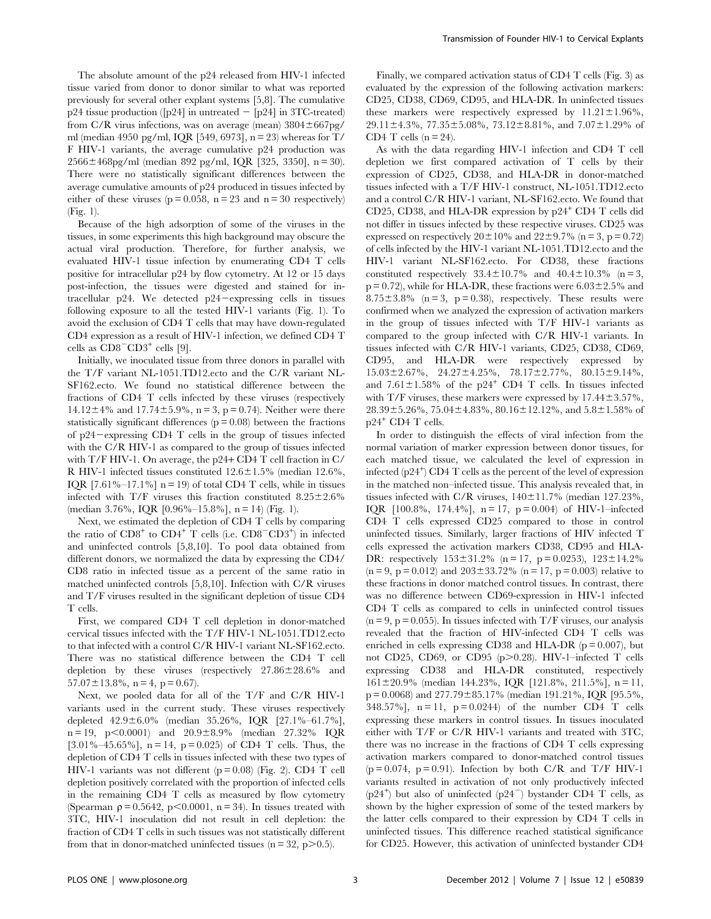The absolute amount of the p24 released from HIV-1 infected tissue varied from donor to donor similar to what was reported previously for several other explant systems [5,8]. The cumulative p24 tissue production ([p24] in untreated − [p24] in 3TC-treated) from C/R virus infections, was on average (mean) 3804±667pg/ml (median 4950 pg/ml, IQR [549, 6973], n = 23) whereas for T/F HIV-1 variants, the average cumulative p24 production was 2566±468pg/ml (median 892 pg/ml, IQR [325, 3350], n = 30). There were no statistically significant differences between the average cumulative amounts of p24 produced in tissues infected by either of these viruses (p = 0.058, n = 23 and n = 30 respectively) (Fig. 1).

Because of the high adsorption of some of the viruses in the tissues, in some experiments this high background may obscure the actual viral production. Therefore, for further analysis, we evaluated HIV-1 tissue infection by enumerating CD4 T cells positive for intracellular p24 by flow cytometry. At 12 or 15 days post-infection, the tissues were digested and stained for intracellular p24. We detected p24−expressing cells in tissues following exposure to all the tested HIV-1 variants (Fig. 1). To avoid the exclusion of CD4 T cells that may have down-regulated CD4 expression as a result of HIV-1 infection, we defined CD4 T cells as $CD8^{-}CD3^{+}$ cells [9].

Initially, we inoculated tissue from three donors in parallel with the T/F variant NL-1051.TD12.ecto and the C/R variant NL-SF162.ecto. We found no statistical difference between the fractions of CD4 T cells infected by these viruses (respectively 14.12±4% and 17.74±5.9%, n = 3, p = 0.74). Neither were there statistically significant differences (p = 0.08) between the fractions of p24−expressing CD4 T cells in the group of tissues infected with the C/R HIV-1 as compared to the group of tissues infected with T/F HIV-1. On average, the p24+ CD4 T cell fraction in C/R HIV-1 infected tissues constituted 12.6±1.5% (median 12.6%, IQR [7.61%–17.1%] n = 19) of total CD4 T cells, while in tissues infected with T/F viruses this fraction constituted 8.25±2.6% (median 3.76%, IQR [0.96%–15.8%], n = 14) (Fig. 1).

Next, we estimated the depletion of CD4 T cells by comparing the ratio of $CD8^{+}$ to $CD4^{+}$ T cells (i.e. $CD8^{-}CD3^{+}$) in infected and uninfected controls [5,8,10]. To pool data obtained from different donors, we normalized the data by expressing the CD4/CD8 ratio in infected tissue as a percent of the same ratio in matched uninfected controls [5,8,10]. Infection with C/R viruses and T/F viruses resulted in the significant depletion of tissue CD4 T cells.

First, we compared CD4 T cell depletion in donor-matched cervical tissues infected with the T/F HIV-1 NL-1051.TD12.ecto to that infected with a control C/R HIV-1 variant NL-SF162.ecto. There was no statistical difference between the CD4 T cell depletion by these viruses (respectively 27.86±28.6% and 57.07±13.8%, n = 4, p = 0.67).

Next, we pooled data for all of the T/F and C/R HIV-1 variants used in the current study. These viruses respectively depleted 42.9±6.0% (median 35.26%, IQR [27.1%–61.7%], n = 19, p<0.0001) and 20.9±8.9% (median 27.32% IQR [3.01%–45.65%], n = 14, p = 0.025) of CD4 T cells. Thus, the depletion of CD4 T cells in tissues infected with these two types of HIV-1 variants was not different (p = 0.08) (Fig. 2). CD4 T cell depletion positively correlated with the proportion of infected cells in the remaining CD4 T cells as measured by flow cytometry (Spearman ρ = 0.5642, p<0.0001, n = 34). In tissues treated with 3TC, HIV-1 inoculation did not result in cell depletion: the fraction of CD4 T cells in such tissues was not statistically different from that in donor-matched uninfected tissues (n = 32, p>0.5).

Finally, we compared activation status of CD4 T cells (Fig. 3) as evaluated by the expression of the following activation markers: CD25, CD38, CD69, CD95, and HLA-DR. In uninfected tissues these markers were respectively expressed by 11.21±1.96%, 29.11±4.3%, 77.35±5.08%, 73.12±8.81%, and 7.07±1.29% of CD4 T cells (n = 24).

As with the data regarding HIV-1 infection and CD4 T cell depletion we first compared activation of T cells by their expression of CD25, CD38, and HLA-DR in donor-matched tissues infected with a T/F HIV-1 construct, NL-1051.TD12.ecto and a control C/R HIV-1 variant, NL-SF162.ecto. We found that CD25, CD38, and HLA-DR expression by $p24^{+}$ CD4 T cells did not differ in tissues infected by these respective viruses. CD25 was expressed on respectively 20±10% and 22±9.7% (n = 3, p = 0.72) of cells infected by the HIV-1 variant NL-1051.TD12.ecto and the HIV-1 variant NL-SF162.ecto. For CD38, these fractions constituted respectively 33.4±10.7% and 40.4±10.3% (n = 3, p = 0.72), while for HLA-DR, these fractions were 6.03±2.5% and 8.75±3.8% (n = 3, p = 0.38), respectively. These results were confirmed when we analyzed the expression of activation markers in the group of tissues infected with T/F HIV-1 variants as compared to the group infected with C/R HIV-1 variants. In tissues infected with C/R HIV-1 variants, CD25, CD38, CD69, CD95, and HLA-DR were respectively expressed by 15.03±2.67%, 24.27±4.25%, 78.17±2.77%, 80.15±9.14%, and 7.61±1.58% of the $p24^{+}$ CD4 T cells. In tissues infected with T/F viruses, these markers were expressed by 17.44±3.57%, 28.39±5.26%, 75.04±4.83%, 80.16±12.12%, and 5.8±1.58% of $p24^{+}$ CD4 T cells.

In order to distinguish the effects of viral infection from the normal variation of marker expression between donor tissues, for each matched tissue, we calculated the level of expression in infected ($p24^{+}$) CD4 T cells as the percent of the level of expression in the matched non–infected tissue. This analysis revealed that, in tissues infected with C/R viruses, 140±11.7% (median 127.23%, IQR [100.8%, 174.4%], n = 17, p = 0.004) of HIV-1–infected CD4 T cells expressed CD25 compared to those in control uninfected tissues. Similarly, larger fractions of HIV infected T cells expressed the activation markers CD38, CD95 and HLA-DR: respectively 153±31.2% (n = 17, p = 0.0253), 123±14.2% (n = 9, p = 0.012) and 203±33.72% (n = 17, p = 0.003) relative to these fractions in donor matched control tissues. In contrast, there was no difference between CD69-expression in HIV-1 infected CD4 T cells as compared to cells in uninfected control tissues (n = 9, p = 0.055). In tissues infected with T/F viruses, our analysis revealed that the fraction of HIV-infected CD4 T cells was enriched in cells expressing CD38 and HLA-DR (p = 0.007), but not CD25, CD69, or CD95 (p>0.28). HIV-1–infected T cells expressing CD38 and HLA-DR constituted, respectively 161±20.9% (median 144.23%, IQR [121.8%, 211.5%], n = 11, p = 0.0068) and 277.79±85.17% (median 191.21%, IQR [95.5%, 348.57%], n = 11, p = 0.0244) of the number CD4 T cells expressing these markers in control tissues. In tissues inoculated either with T/F or C/R HIV-1 variants and treated with 3TC, there was no increase in the fractions of CD4 T cells expressing activation markers compared to donor-matched control tissues (p = 0.074, p = 0.91). Infection by both C/R and T/F HIV-1 variants resulted in activation of not only productively infected ($p24^{+}$) but also of uninfected ($p24^{-}$) bystander CD4 T cells, as shown by the higher expression of some of the tested markers by the latter cells compared to their expression by CD4 T cells in uninfected tissues. This difference reached statistical significance for CD25. However, this activation of uninfected bystander CD4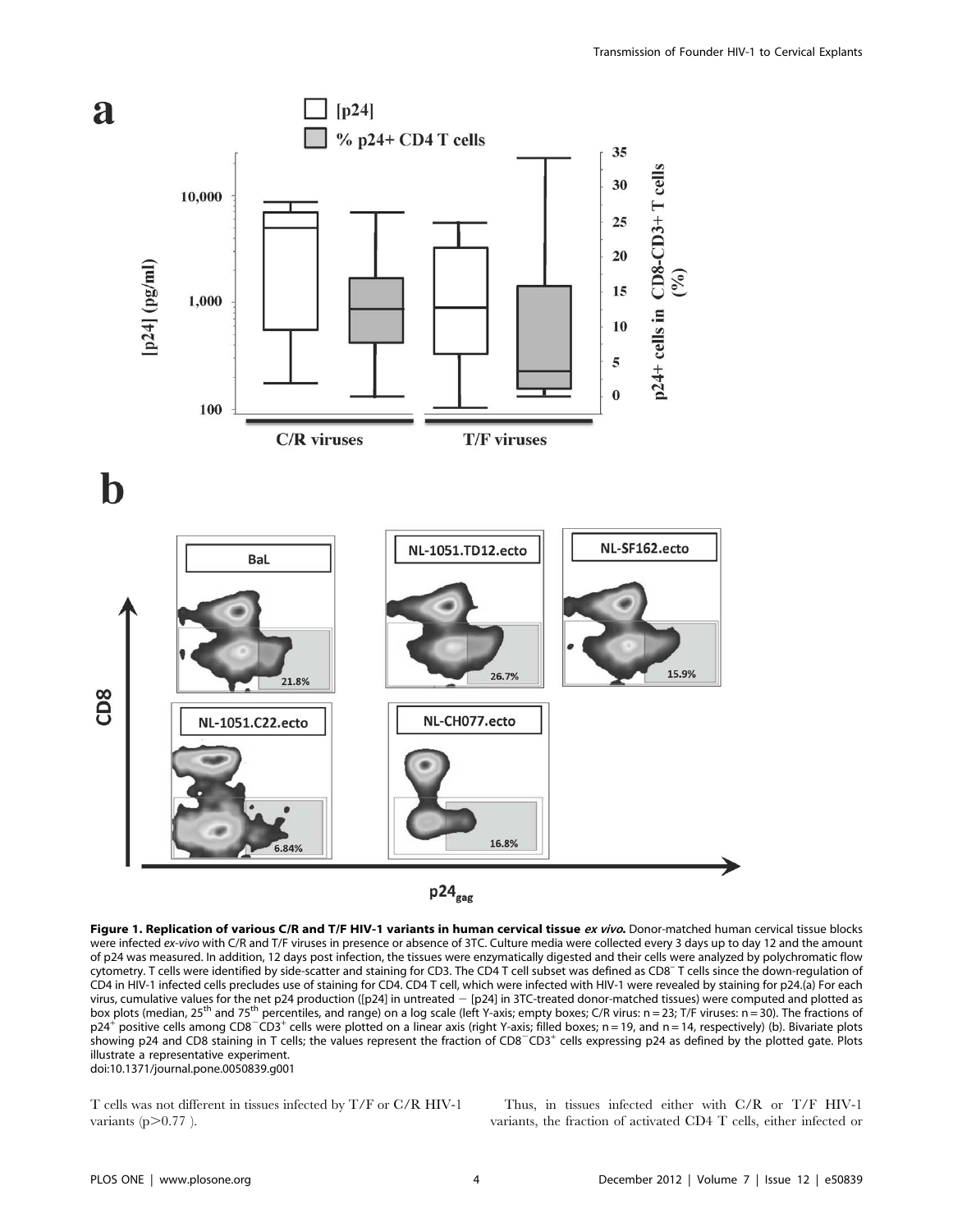**Figure 1. Replication of various C/R and T/F HIV-1 variants in human cervical tissue *ex vivo*.** Donor-matched human cervical tissue blocks were infected *ex-vivo* with C/R and T/F viruses in presence or absence of 3TC. Culture media were collected every 3 days up to day 12 and the amount of p24 was measured. In addition, 12 days post infection, the tissues were enzymatically digested and their cells were analyzed by polychromatic flow cytometry. T cells were identified by side-scatter and staining for CD3. The CD4 T cell subset was defined as $CD8^-$ T cells since the down-regulation of CD4 in HIV-1 infected cells precludes use of staining for CD4. CD4 T cell, which were infected with HIV-1 were revealed by staining for p24.(a) For each virus, cumulative values for the net p24 production ([p24] in untreated − [p24] in 3TC-treated donor-matched tissues) were computed and plotted as box plots (median, 25[th] and 75[th] percentiles, and range) on a log scale (left Y-axis; empty boxes; C/R virus: n = 23; T/F viruses: n = 30). The fractions of $p24^+$ positive cells among $CD8^-CD3^+$ cells were plotted on a linear axis (right Y-axis; filled boxes; n = 19, and n = 14, respectively) (b). Bivariate plots showing p24 and CD8 staining in T cells; the values represent the fraction of $CD8^-CD3^+$ cells expressing p24 as defined by the plotted gate. Plots illustrate a representative experiment.
doi:10.1371/journal.pone.0050839.g001

T cells was not different in tissues infected by T/F or C/R HIV-1 variants ($p > 0.77$ ).

Thus, in tissues infected either with C/R or T/F HIV-1 variants, the fraction of activated CD4 T cells, either infected or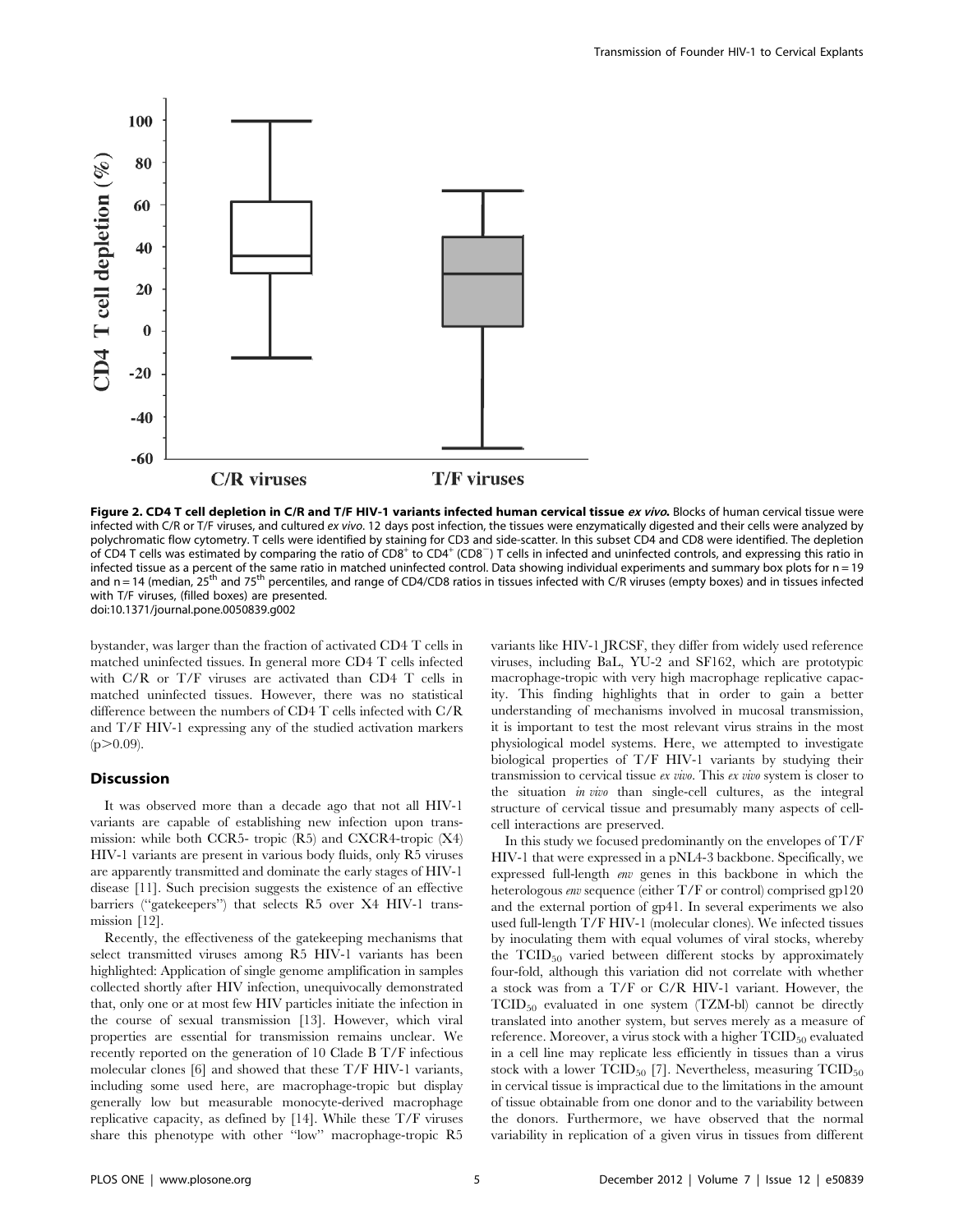**Figure 2. CD4 T cell depletion in C/R and T/F HIV-1 variants infected human cervical tissue *ex vivo*.** Blocks of human cervical tissue were infected with C/R or T/F viruses, and cultured *ex vivo*. 12 days post infection, the tissues were enzymatically digested and their cells were analyzed by polychromatic flow cytometry. T cells were identified by staining for CD3 and side-scatter. In this subset CD4 and CD8 were identified. The depletion of CD4 T cells was estimated by comparing the ratio of $CD8^+$ to $CD4^+$ ($CD8^-$) T cells in infected and uninfected controls, and expressing this ratio in infected tissue as a percent of the same ratio in matched uninfected control. Data showing individual experiments and summary box plots for n = 19 and n = 14 (median, 25th and 75th percentiles, and range of CD4/CD8 ratios in tissues infected with C/R viruses (empty boxes) and in tissues infected with T/F viruses, (filled boxes) are presented.
doi:10.1371/journal.pone.0050839.g002

bystander, was larger than the fraction of activated CD4 T cells in matched uninfected tissues. In general more CD4 T cells infected with C/R or T/F viruses are activated than CD4 T cells in matched uninfected tissues. However, there was no statistical difference between the numbers of CD4 T cells infected with C/R and T/F HIV-1 expressing any of the studied activation markers ($p > 0.09$).

## Discussion

It was observed more than a decade ago that not all HIV-1 variants are capable of establishing new infection upon transmission: while both CCR5- tropic (R5) and CXCR4-tropic (X4) HIV-1 variants are present in various body fluids, only R5 viruses are apparently transmitted and dominate the early stages of HIV-1 disease [11]. Such precision suggests the existence of an effective barriers ("gatekeepers") that selects R5 over X4 HIV-1 transmission [12].

Recently, the effectiveness of the gatekeeping mechanisms that select transmitted viruses among R5 HIV-1 variants has been highlighted: Application of single genome amplification in samples collected shortly after HIV infection, unequivocally demonstrated that, only one or at most few HIV particles initiate the infection in the course of sexual transmission [13]. However, which viral properties are essential for transmission remains unclear. We recently reported on the generation of 10 Clade B T/F infectious molecular clones [6] and showed that these T/F HIV-1 variants, including some used here, are macrophage-tropic but display generally low but measurable monocyte-derived macrophage replicative capacity, as defined by [14]. While these T/F viruses share this phenotype with other "low" macrophage-tropic R5 variants like HIV-1 JRCSF, they differ from widely used reference viruses, including BaL, YU-2 and SF162, which are prototypic macrophage-tropic with very high macrophage replicative capacity. This finding highlights that in order to gain a better understanding of mechanisms involved in mucosal transmission, it is important to test the most relevant virus strains in the most physiological model systems. Here, we attempted to investigate biological properties of T/F HIV-1 variants by studying their transmission to cervical tissue *ex vivo*. This *ex vivo* system is closer to the situation *in vivo* than single-cell cultures, as the integral structure of cervical tissue and presumably many aspects of cell-cell interactions are preserved.

In this study we focused predominantly on the envelopes of T/F HIV-1 that were expressed in a pNL4-3 backbone. Specifically, we expressed full-length *env* genes in this backbone in which the heterologous *env* sequence (either T/F or control) comprised gp120 and the external portion of gp41. In several experiments we also used full-length T/F HIV-1 (molecular clones). We infected tissues by inoculating them with equal volumes of viral stocks, whereby the $TCID_{50}$ varied between different stocks by approximately four-fold, although this variation did not correlate with whether a stock was from a T/F or C/R HIV-1 variant. However, the $TCID_{50}$ evaluated in one system (TZM-bl) cannot be directly translated into another system, but serves merely as a measure of reference. Moreover, a virus stock with a higher $TCID_{50}$ evaluated in a cell line may replicate less efficiently in tissues than a virus stock with a lower $TCID_{50}$ [7]. Nevertheless, measuring $TCID_{50}$ in cervical tissue is impractical due to the limitations in the amount of tissue obtainable from one donor and to the variability between the donors. Furthermore, we have observed that the normal variability in replication of a given virus in tissues from different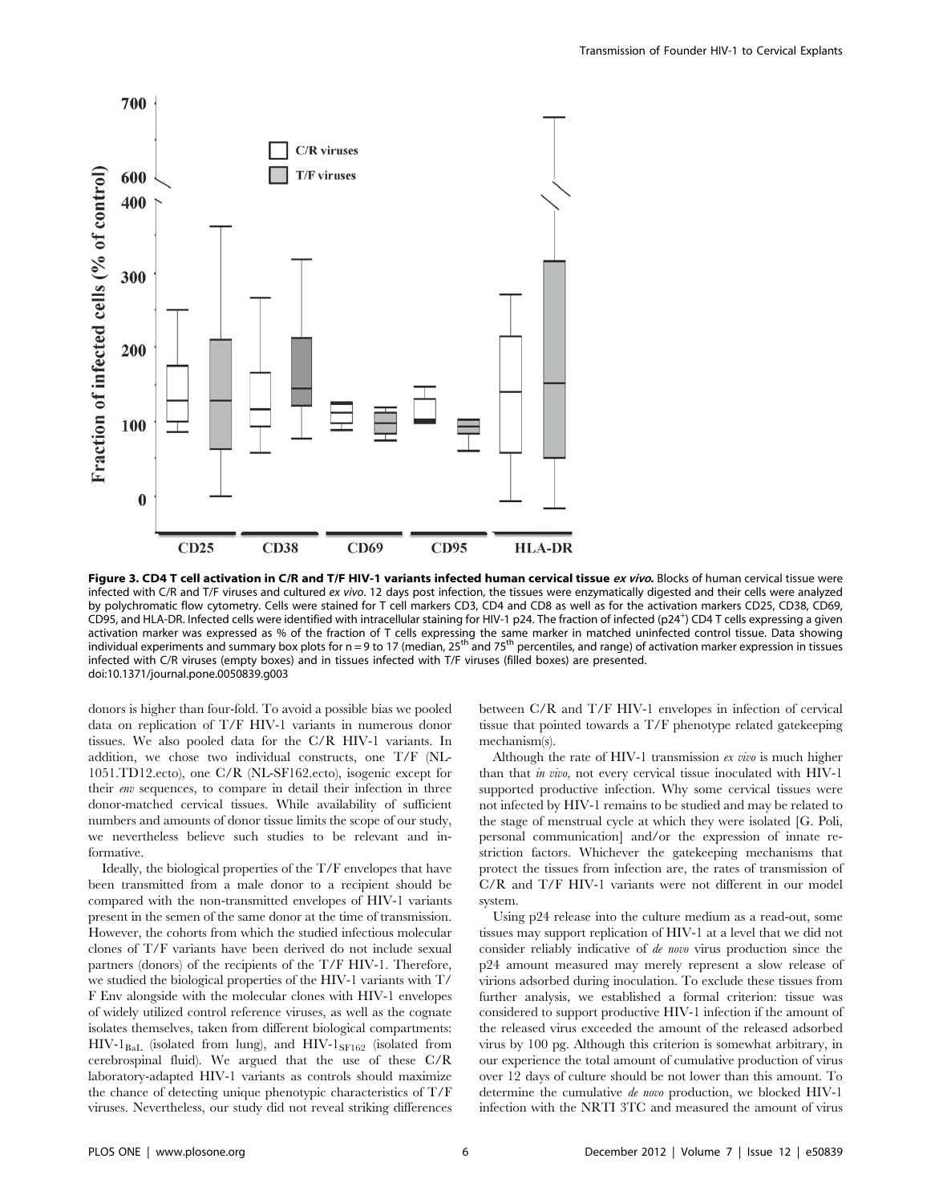**Figure 3. CD4 T cell activation in C/R and T/F HIV-1 variants infected human cervical tissue *ex vivo*.** Blocks of human cervical tissue were infected with C/R and T/F viruses and cultured *ex vivo*. 12 days post infection, the tissues were enzymatically digested and their cells were analyzed by polychromatic flow cytometry. Cells were stained for T cell markers CD3, CD4 and CD8 as well as for the activation markers CD25, CD38, CD69, CD95, and HLA-DR. Infected cells were identified with intracellular staining for HIV-1 p24. The fraction of infected ($p24^+$) CD4 T cells expressing a given activation marker was expressed as % of the fraction of T cells expressing the same marker in matched uninfected control tissue. Data showing individual experiments and summary box plots for n = 9 to 17 (median, 25th and 75th percentiles, and range) of activation marker expression in tissues infected with C/R viruses (empty boxes) and in tissues infected with T/F viruses (filled boxes) are presented.
doi:10.1371/journal.pone.0050839.g003

donors is higher than four-fold. To avoid a possible bias we pooled data on replication of T/F HIV-1 variants in numerous donor tissues. We also pooled data for the C/R HIV-1 variants. In addition, we chose two individual constructs, one T/F (NL-1051.TD12.ecto), one C/R (NL-SF162.ecto), isogenic except for their *env* sequences, to compare in detail their infection in three donor-matched cervical tissues. While availability of sufficient numbers and amounts of donor tissue limits the scope of our study, we nevertheless believe such studies to be relevant and informative.

Ideally, the biological properties of the T/F envelopes that have been transmitted from a male donor to a recipient should be compared with the non-transmitted envelopes of HIV-1 variants present in the semen of the same donor at the time of transmission. However, the cohorts from which the studied infectious molecular clones of T/F variants have been derived do not include sexual partners (donors) of the recipients of the T/F HIV-1. Therefore, we studied the biological properties of the HIV-1 variants with T/F Env alongside with the molecular clones with HIV-1 envelopes of widely utilized control reference viruses, as well as the cognate isolates themselves, taken from different biological compartments: $HIV\text{-}1_{BaL}$ (isolated from lung), and $HIV\text{-}1_{SF162}$ (isolated from cerebrospinal fluid). We argued that the use of these C/R laboratory-adapted HIV-1 variants as controls should maximize the chance of detecting unique phenotypic characteristics of T/F viruses. Nevertheless, our study did not reveal striking differences between C/R and T/F HIV-1 envelopes in infection of cervical tissue that pointed towards a T/F phenotype related gatekeeping mechanism(s).

Although the rate of HIV-1 transmission *ex vivo* is much higher than that *in vivo*, not every cervical tissue inoculated with HIV-1 supported productive infection. Why some cervical tissues were not infected by HIV-1 remains to be studied and may be related to the stage of menstrual cycle at which they were isolated [G. Poli, personal communication] and/or the expression of innate restriction factors. Whichever the gatekeeping mechanisms that protect the tissues from infection are, the rates of transmission of C/R and T/F HIV-1 variants were not different in our model system.

Using p24 release into the culture medium as a read-out, some tissues may support replication of HIV-1 at a level that we did not consider reliably indicative of *de novo* virus production since the p24 amount measured may merely represent a slow release of virions adsorbed during inoculation. To exclude these tissues from further analysis, we established a formal criterion: tissue was considered to support productive HIV-1 infection if the amount of the released virus exceeded the amount of the released adsorbed virus by 100 pg. Although this criterion is somewhat arbitrary, in our experience the total amount of cumulative production of virus over 12 days of culture should be not lower than this amount. To determine the cumulative *de novo* production, we blocked HIV-1 infection with the NRTI 3TC and measured the amount of virus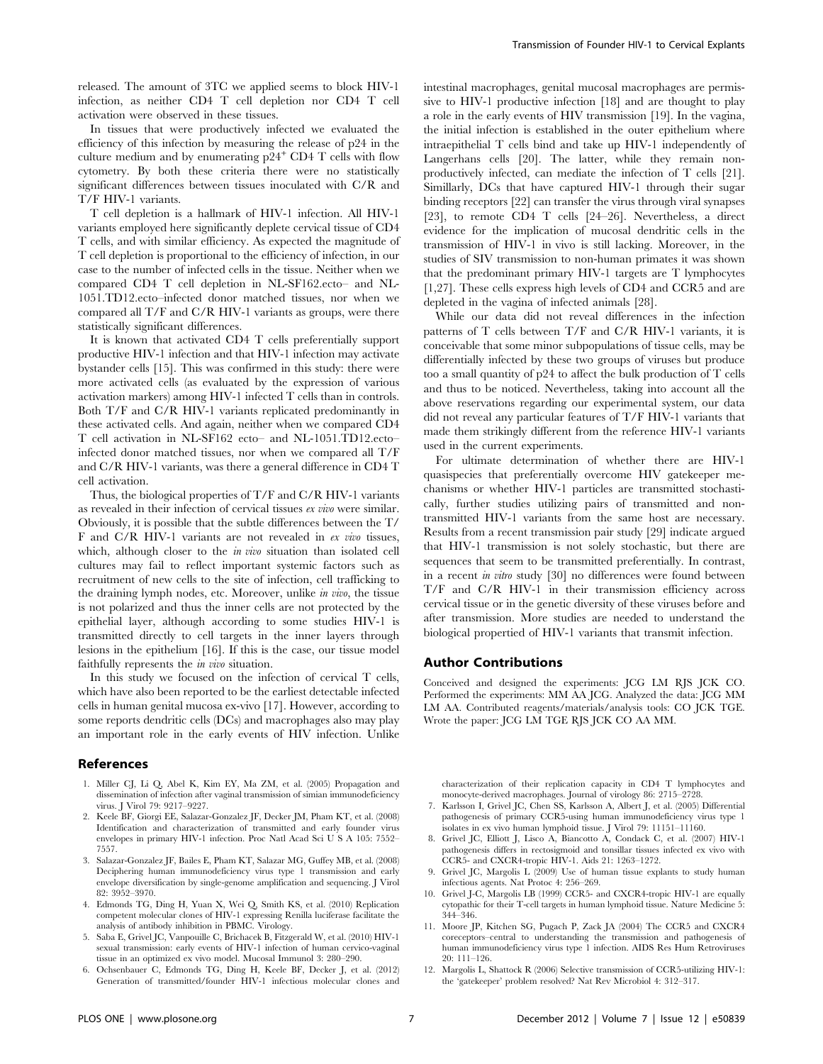released. The amount of 3TC we applied seems to block HIV-1 infection, as neither CD4 T cell depletion nor CD4 T cell activation were observed in these tissues.

In tissues that were productively infected we evaluated the efficiency of this infection by measuring the release of p24 in the culture medium and by enumerating p24$^{+}$ CD4 T cells with flow cytometry. By both these criteria there were no statistically significant differences between tissues inoculated with C/R and T/F HIV-1 variants.

T cell depletion is a hallmark of HIV-1 infection. All HIV-1 variants employed here significantly deplete cervical tissue of CD4 T cells, and with similar efficiency. As expected the magnitude of T cell depletion is proportional to the efficiency of infection, in our case to the number of infected cells in the tissue. Neither when we compared CD4 T cell depletion in NL-SF162.ecto– and NL-1051.TD12.ecto–infected donor matched tissues, nor when we compared all T/F and C/R HIV-1 variants as groups, were there statistically significant differences.

It is known that activated CD4 T cells preferentially support productive HIV-1 infection and that HIV-1 infection may activate bystander cells [15]. This was confirmed in this study: there were more activated cells (as evaluated by the expression of various activation markers) among HIV-1 infected T cells than in controls. Both T/F and C/R HIV-1 variants replicated predominantly in these activated cells. And again, neither when we compared CD4 T cell activation in NL-SF162 ecto– and NL-1051.TD12.ecto–infected donor matched tissues, nor when we compared all T/F and C/R HIV-1 variants, was there a general difference in CD4 T cell activation.

Thus, the biological properties of T/F and C/R HIV-1 variants as revealed in their infection of cervical tissues *ex vivo* were similar. Obviously, it is possible that the subtle differences between the T/F and C/R HIV-1 variants are not revealed in *ex vivo* tissues, which, although closer to the *in vivo* situation than isolated cell cultures may fail to reflect important systemic factors such as recruitment of new cells to the site of infection, cell trafficking to the draining lymph nodes, etc. Moreover, unlike *in vivo*, the tissue is not polarized and thus the inner cells are not protected by the epithelial layer, although according to some studies HIV-1 is transmitted directly to cell targets in the inner layers through lesions in the epithelium [16]. If this is the case, our tissue model faithfully represents the *in vivo* situation.

In this study we focused on the infection of cervical T cells, which have also been reported to be the earliest detectable infected cells in human genital mucosa ex-vivo [17]. However, according to some reports dendritic cells (DCs) and macrophages also may play an important role in the early events of HIV infection. Unlike intestinal macrophages, genital mucosal macrophages are permissive to HIV-1 productive infection [18] and are thought to play a role in the early events of HIV transmission [19]. In the vagina, the initial infection is established in the outer epithelium where intraepithelial T cells bind and take up HIV-1 independently of Langerhans cells [20]. The latter, while they remain non-productively infected, can mediate the infection of T cells [21]. Simillarly, DCs that have captured HIV-1 through their sugar binding receptors [22] can transfer the virus through viral synapses [23], to remote CD4 T cells [24–26]. Nevertheless, a direct evidence for the implication of mucosal dendritic cells in the transmission of HIV-1 in vivo is still lacking. Moreover, in the studies of SIV transmission to non-human primates it was shown that the predominant primary HIV-1 targets are T lymphocytes [1,27]. These cells express high levels of CD4 and CCR5 and are depleted in the vagina of infected animals [28].

While our data did not reveal differences in the infection patterns of T cells between T/F and C/R HIV-1 variants, it is conceivable that some minor subpopulations of tissue cells, may be differentially infected by these two groups of viruses but produce too a small quantity of p24 to affect the bulk production of T cells and thus to be noticed. Nevertheless, taking into account all the above reservations regarding our experimental system, our data did not reveal any particular features of T/F HIV-1 variants that made them strikingly different from the reference HIV-1 variants used in the current experiments.

For ultimate determination of whether there are HIV-1 quasispecies that preferentially overcome HIV gatekeeper mechanisms or whether HIV-1 particles are transmitted stochastically, further studies utilizing pairs of transmitted and non-transmitted HIV-1 variants from the same host are necessary. Results from a recent transmission pair study [29] indicate argued that HIV-1 transmission is not solely stochastic, but there are sequences that seem to be transmitted preferentially. In contrast, in a recent *in vitro* study [30] no differences were found between T/F and C/R HIV-1 in their transmission efficiency across cervical tissue or in the genetic diversity of these viruses before and after transmission. More studies are needed to understand the biological propertied of HIV-1 variants that transmit infection.

## Author Contributions

Conceived and designed the experiments: JCG LM RJS JCK CO. Performed the experiments: MM AA JCG. Analyzed the data: JCG MM LM AA. Contributed reagents/materials/analysis tools: CO JCK TGE. Wrote the paper: JCG LM TGE RJS JCK CO AA MM.

## References

1. Miller CJ, Li Q, Abel K, Kim EY, Ma ZM, et al. (2005) Propagation and dissemination of infection after vaginal transmission of simian immunodeficiency virus. J Virol 79: 9217–9227.
2. Keele BF, Giorgi EE, Salazar-Gonzalez JF, Decker JM, Pham KT, et al. (2008) Identification and characterization of transmitted and early founder virus envelopes in primary HIV-1 infection. Proc Natl Acad Sci U S A 105: 7552–7557.
3. Salazar-Gonzalez JF, Bailes E, Pham KT, Salazar MG, Guffey MB, et al. (2008) Deciphering human immunodeficiency virus type 1 transmission and early envelope diversification by single-genome amplification and sequencing. J Virol 82: 3952–3970.
4. Edmonds TG, Ding H, Yuan X, Wei Q, Smith KS, et al. (2010) Replication competent molecular clones of HIV-1 expressing Renilla luciferase facilitate the analysis of antibody inhibition in PBMC. Virology.
5. Saba E, Grivel JC, Vanpouille C, Brichacek B, Fitzgerald W, et al. (2010) HIV-1 sexual transmission: early events of HIV-1 infection of human cervico-vaginal tissue in an optimized ex vivo model. Mucosal Immunol 3: 280–290.
6. Ochsenbauer C, Edmonds TG, Ding H, Keele BF, Decker J, et al. (2012) Generation of transmitted/founder HIV-1 infectious molecular clones and characterization of their replication capacity in CD4 T lymphocytes and monocyte-derived macrophages. Journal of virology 86: 2715–2728.
7. Karlsson I, Grivel JC, Chen SS, Karlsson A, Albert J, et al. (2005) Differential pathogenesis of primary CCR5-using human immunodeficiency virus type 1 isolates in ex vivo human lymphoid tissue. J Virol 79: 11151–11160.
8. Grivel JC, Elliott J, Lisco A, Biancotto A, Condack C, et al. (2007) HIV-1 pathogenesis differs in rectosigmoid and tonsillar tissues infected ex vivo with CCR5- and CXCR4-tropic HIV-1. Aids 21: 1263–1272.
9. Grivel JC, Margolis L (2009) Use of human tissue explants to study human infectious agents. Nat Protoc 4: 256–269.
10. Grivel J-C, Margolis LB (1999) CCR5- and CXCR4-tropic HIV-1 are equally cytopathic for their T-cell targets in human lymphoid tissue. Nature Medicine 5: 344–346.
11. Moore JP, Kitchen SG, Pugach P, Zack JA (2004) The CCR5 and CXCR4 coreceptors–central to understanding the transmission and pathogenesis of human immunodeficiency virus type 1 infection. AIDS Res Hum Retroviruses 20: 111–126.
12. Margolis L, Shattock R (2006) Selective transmission of CCR5-utilizing HIV-1: the 'gatekeeper' problem resolved? Nat Rev Microbiol 4: 312–317.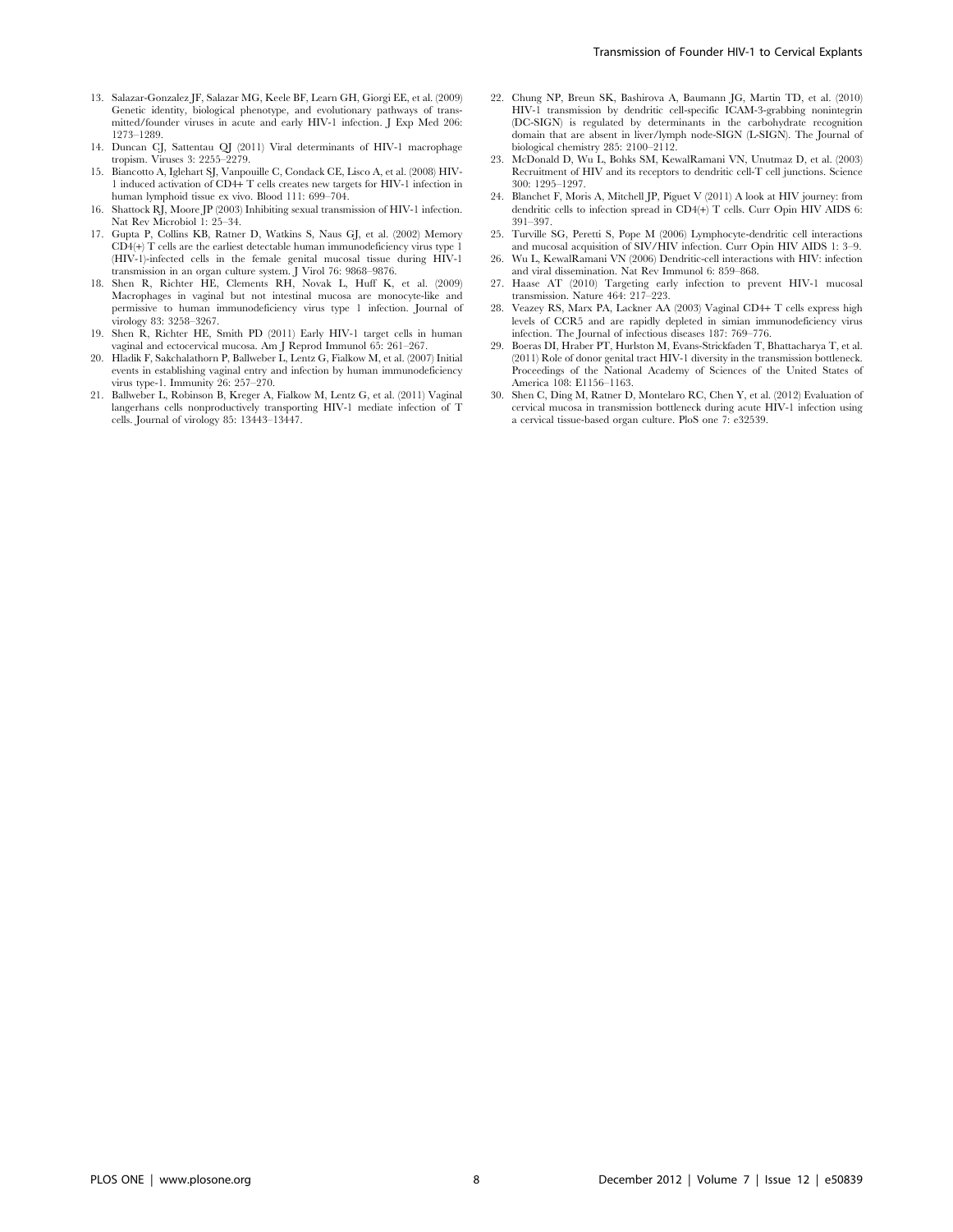13. Salazar-Gonzalez JF, Salazar MG, Keele BF, Learn GH, Giorgi EE, et al. (2009) Genetic identity, biological phenotype, and evolutionary pathways of transmitted/founder viruses in acute and early HIV-1 infection. J Exp Med 206: 1273–1289.
14. Duncan CJ, Sattentau QJ (2011) Viral determinants of HIV-1 macrophage tropism. Viruses 3: 2255–2279.
15. Biancotto A, Iglehart SJ, Vanpouille C, Condack CE, Lisco A, et al. (2008) HIV-1 induced activation of CD4+ T cells creates new targets for HIV-1 infection in human lymphoid tissue ex vivo. Blood 111: 699–704.
16. Shattock RJ, Moore JP (2003) Inhibiting sexual transmission of HIV-1 infection. Nat Rev Microbiol 1: 25–34.
17. Gupta P, Collins KB, Ratner D, Watkins S, Naus GJ, et al. (2002) Memory CD4(+) T cells are the earliest detectable human immunodeficiency virus type 1 (HIV-1)-infected cells in the female genital mucosal tissue during HIV-1 transmission in an organ culture system. J Virol 76: 9868–9876.
18. Shen R, Richter HE, Clements RH, Novak L, Huff K, et al. (2009) Macrophages in vaginal but not intestinal mucosa are monocyte-like and permissive to human immunodeficiency virus type 1 infection. Journal of virology 83: 3258–3267.
19. Shen R, Richter HE, Smith PD (2011) Early HIV-1 target cells in human vaginal and ectocervical mucosa. Am J Reprod Immunol 65: 261–267.
20. Hladik F, Sakchalathorn P, Ballweber L, Lentz G, Fialkow M, et al. (2007) Initial events in establishing vaginal entry and infection by human immunodeficiency virus type-1. Immunity 26: 257–270.
21. Ballweber L, Robinson B, Kreger A, Fialkow M, Lentz G, et al. (2011) Vaginal langerhans cells nonproductively transporting HIV-1 mediate infection of T cells. Journal of virology 85: 13443–13447.
22. Chung NP, Breun SK, Bashirova A, Baumann JG, Martin TD, et al. (2010) HIV-1 transmission by dendritic cell-specific ICAM-3-grabbing nonintegrin (DC-SIGN) is regulated by determinants in the carbohydrate recognition domain that are absent in liver/lymph node-SIGN (L-SIGN). The Journal of biological chemistry 285: 2100–2112.
23. McDonald D, Wu L, Bohks SM, KewalRamani VN, Unutmaz D, et al. (2003) Recruitment of HIV and its receptors to dendritic cell-T cell junctions. Science 300: 1295–1297.
24. Blanchet F, Moris A, Mitchell JP, Piguet V (2011) A look at HIV journey: from dendritic cells to infection spread in CD4(+) T cells. Curr Opin HIV AIDS 6: 391–397.
25. Turville SG, Peretti S, Pope M (2006) Lymphocyte-dendritic cell interactions and mucosal acquisition of SIV/HIV infection. Curr Opin HIV AIDS 1: 3–9.
26. Wu L, KewalRamani VN (2006) Dendritic-cell interactions with HIV: infection and viral dissemination. Nat Rev Immunol 6: 859–868.
27. Haase AT (2010) Targeting early infection to prevent HIV-1 mucosal transmission. Nature 464: 217–223.
28. Veazey RS, Marx PA, Lackner AA (2003) Vaginal CD4+ T cells express high levels of CCR5 and are rapidly depleted in simian immunodeficiency virus infection. The Journal of infectious diseases 187: 769–776.
29. Boeras DI, Hraber PT, Hurlston M, Evans-Strickfaden T, Bhattacharya T, et al. (2011) Role of donor genital tract HIV-1 diversity in the transmission bottleneck. Proceedings of the National Academy of Sciences of the United States of America 108: E1156–1163.
30. Shen C, Ding M, Ratner D, Montelaro RC, Chen Y, et al. (2012) Evaluation of cervical mucosa in transmission bottleneck during acute HIV-1 infection using a cervical tissue-based organ culture. PloS one 7: e32539.